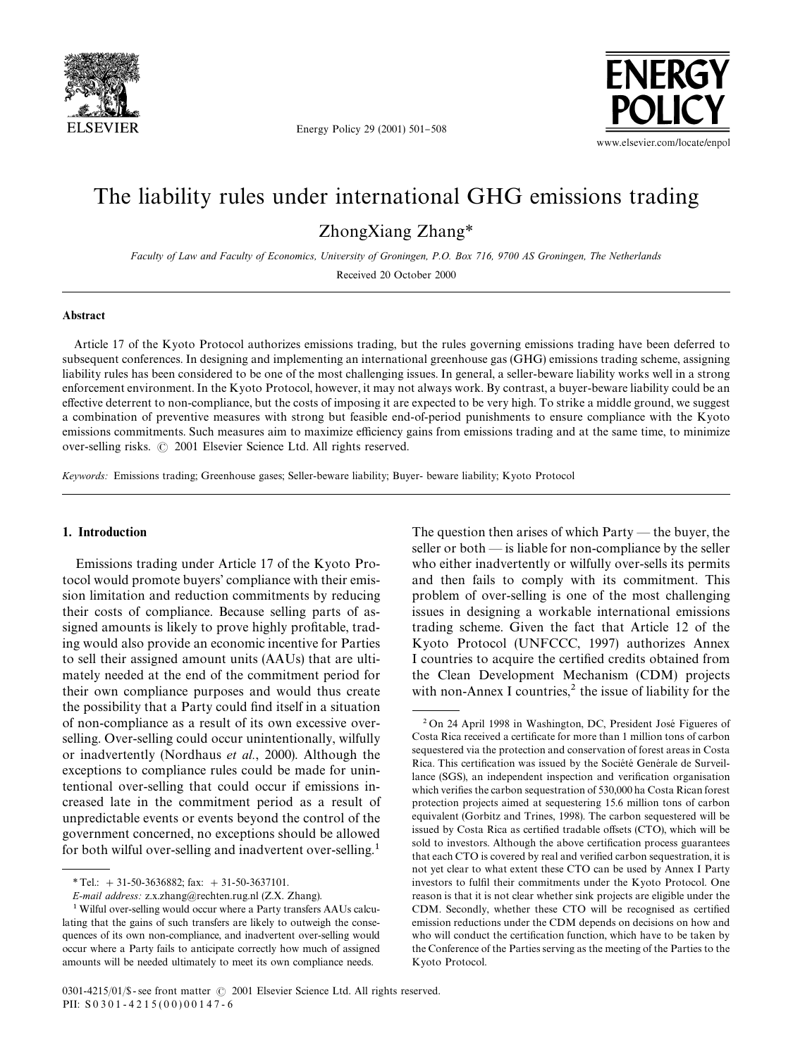# The liability rules under international GHG emissions trading

ZhongXiang Zhang*

*Faculty of Law and Faculty of Economics, University of Groningen, P.O. Box 716, 9700 AS Groningen, The Netherlands*

Received 20 October 2000

## Abstract

Article 17 of the Kyoto Protocol authorizes emissions trading, but the rules governing emissions trading have been deferred to subsequent conferences. In designing and implementing an international greenhouse gas (GHG) emissions trading scheme, assigning liability rules has been considered to be one of the most challenging issues. In general, a seller-beware liability works well in a strong enforcement environment. In the Kyoto Protocol, however, it may not always work. By contrast, a buyer-beware liability could be an effective deterrent to non-compliance, but the costs of imposing it are expected to be very high. To strike a middle ground, we suggest a combination of preventive measures with strong but feasible end-of-period punishments to ensure compliance with the Kyoto emissions commitments. Such measures aim to maximize efficiency gains from emissions trading and at the same time, to minimize over-selling risks. © 2001 Elsevier Science Ltd. All rights reserved.

*Keywords:* Emissions trading; Greenhouse gases; Seller-beware liability; Buyer- beware liability; Kyoto Protocol

## 1. Introduction

Emissions trading under Article 17 of the Kyoto Protocol would promote buyers' compliance with their emission limitation and reduction commitments by reducing their costs of compliance. Because selling parts of assigned amounts is likely to prove highly profitable, trading would also provide an economic incentive for Parties to sell their assigned amount units (AAUs) that are ultimately needed at the end of the commitment period for their own compliance purposes and would thus create the possibility that a Party could find itself in a situation of non-compliance as a result of its own excessive over-selling. Over-selling could occur unintentionally, wilfully or inadvertently (Nordhaus *et al*., 2000). Although the exceptions to compliance rules could be made for unintentional over-selling that could occur if emissions increased late in the commitment period as a result of unpredictable events or events beyond the control of the government concerned, no exceptions should be allowed for both wilful over-selling and inadvertent over-selling.[1]

The question then arises of which Party — the buyer, the seller or both — is liable for non-compliance by the seller who either inadvertently or wilfully over-sells its permits and then fails to comply with its commitment. This problem of over-selling is one of the most challenging issues in designing a workable international emissions trading scheme. Given the fact that Article 12 of the Kyoto Protocol (UNFCCC, 1997) authorizes Annex I countries to acquire the certified credits obtained from the Clean Development Mechanism (CDM) projects with non-Annex I countries,[2] the issue of liability for the

---

* Tel.: + 31-50-3636882; fax: + 31-50-3637101.

*E-mail address:* z.x.zhang@rechten.rug.nl (Z.X. Zhang).

[1] Wilful over-selling would occur where a Party transfers AAUs calculating that the gains of such transfers are likely to outweigh the consequences of its own non-compliance, and inadvertent over-selling would occur where a Party fails to anticipate correctly how much of assigned amounts will be needed ultimately to meet its own compliance needs.

[2] On 24 April 1998 in Washington, DC, President José Figueres of Costa Rica received a certificate for more than 1 million tons of carbon sequestered via the protection and conservation of forest areas in Costa Rica. This certification was issued by the Société Genérale de Surveillance (SGS), an independent inspection and verification organisation which verifies the carbon sequestration of 530,000 ha Costa Rican forest protection projects aimed at sequestering 15.6 million tons of carbon equivalent (Gorbitz and Trines, 1998). The carbon sequestered will be issued by Costa Rica as certified tradable offsets (CTO), which will be sold to investors. Although the above certification process guarantees that each CTO is covered by real and verified carbon sequestration, it is not yet clear to what extent these CTO can be used by Annex I Party investors to fulfil their commitments under the Kyoto Protocol. One reason is that it is not clear whether sink projects are eligible under the CDM. Secondly, whether these CTO will be recognised as certified emission reductions under the CDM depends on decisions on how and who will conduct the certification function, which have to be taken by the Conference of the Parties serving as the meeting of the Parties to the Kyoto Protocol.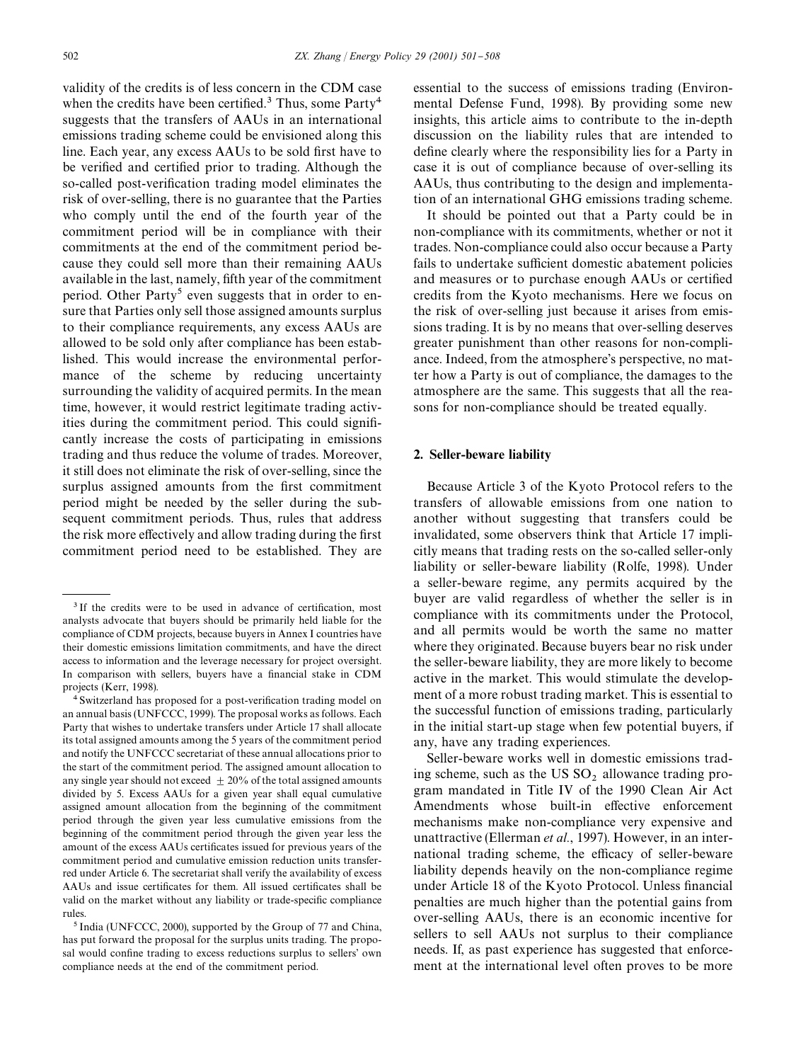validity of the credits is of less concern in the CDM case when the credits have been certified.[3] Thus, some Party[4] suggests that the transfers of AAUs in an international emissions trading scheme could be envisioned along this line. Each year, any excess AAUs to be sold first have to be verified and certified prior to trading. Although the so-called post-verification trading model eliminates the risk of over-selling, there is no guarantee that the Parties who comply until the end of the fourth year of the commitment period will be in compliance with their commitments at the end of the commitment period because they could sell more than their remaining AAUs available in the last, namely, fifth year of the commitment period. Other Party[5] even suggests that in order to ensure that Parties only sell those assigned amounts surplus to their compliance requirements, any excess AAUs are allowed to be sold only after compliance has been established. This would increase the environmental performance of the scheme by reducing uncertainty surrounding the validity of acquired permits. In the mean time, however, it would restrict legitimate trading activities during the commitment period. This could significantly increase the costs of participating in emissions trading and thus reduce the volume of trades. Moreover, it still does not eliminate the risk of over-selling, since the surplus assigned amounts from the first commitment period might be needed by the seller during the subsequent commitment periods. Thus, rules that address the risk more effectively and allow trading during the first commitment period need to be established. They are essential to the success of emissions trading (Environmental Defense Fund, 1998). By providing some new insights, this article aims to contribute to the in-depth discussion on the liability rules that are intended to define clearly where the responsibility lies for a Party in case it is out of compliance because of over-selling its AAUs, thus contributing to the design and implementation of an international GHG emissions trading scheme.

It should be pointed out that a Party could be in non-compliance with its commitments, whether or not it trades. Non-compliance could also occur because a Party fails to undertake sufficient domestic abatement policies and measures or to purchase enough AAUs or certified credits from the Kyoto mechanisms. Here we focus on the risk of over-selling just because it arises from emissions trading. It is by no means that over-selling deserves greater punishment than other reasons for non-compliance. Indeed, from the atmosphere's perspective, no matter how a Party is out of compliance, the damages to the atmosphere are the same. This suggests that all the reasons for non-compliance should be treated equally.

## 2. Seller-beware liability

Because Article 3 of the Kyoto Protocol refers to the transfers of allowable emissions from one nation to another without suggesting that transfers could be invalidated, some observers think that Article 17 implicitly means that trading rests on the so-called seller-only liability or seller-beware liability (Rolfe, 1998). Under a seller-beware regime, any permits acquired by the buyer are valid regardless of whether the seller is in compliance with its commitments under the Protocol, and all permits would be worth the same no matter where they originated. Because buyers bear no risk under the seller-beware liability, they are more likely to become active in the market. This would stimulate the development of a more robust trading market. This is essential to the successful function of emissions trading, particularly in the initial start-up stage when few potential buyers, if any, have any trading experiences.

Seller-beware works well in domestic emissions trading scheme, such as the US $SO_2$ allowance trading program mandated in Title IV of the 1990 Clean Air Act Amendments whose built-in effective enforcement mechanisms make non-compliance very expensive and unattractive (Ellerman *et al.*, 1997). However, in an international trading scheme, the efficacy of seller-beware liability depends heavily on the non-compliance regime under Article 18 of the Kyoto Protocol. Unless financial penalties are much higher than the potential gains from over-selling AAUs, there is an economic incentive for sellers to sell AAUs not surplus to their compliance needs. If, as past experience has suggested that enforcement at the international level often proves to be more

---

[3] If the credits were to be used in advance of certification, most analysts advocate that buyers should be primarily held liable for the compliance of CDM projects, because buyers in Annex I countries have their domestic emissions limitation commitments, and have the direct access to information and the leverage necessary for project oversight. In comparison with sellers, buyers have a financial stake in CDM projects (Kerr, 1998).

[4] Switzerland has proposed for a post-verification trading model on an annual basis (UNFCCC, 1999). The proposal works as follows. Each Party that wishes to undertake transfers under Article 17 shall allocate its total assigned amounts among the 5 years of the commitment period and notify the UNFCCC secretariat of these annual allocations prior to the start of the commitment period. The assigned amount allocation to any single year should not exceed $\pm 20\%$ of the total assigned amounts divided by 5. Excess AAUs for a given year shall equal cumulative assigned amount allocation from the beginning of the commitment period through the given year less cumulative emissions from the beginning of the commitment period through the given year less the amount of the excess AAUs certificates issued for previous years of the commitment period and cumulative emission reduction units transferred under Article 6. The secretariat shall verify the availability of excess AAUs and issue certificates for them. All issued certificates shall be valid on the market without any liability or trade-specific compliance rules.

[5] India (UNFCCC, 2000), supported by the Group of 77 and China, has put forward the proposal for the surplus units trading. The proposal would confine trading to excess reductions surplus to sellers' own compliance needs at the end of the commitment period.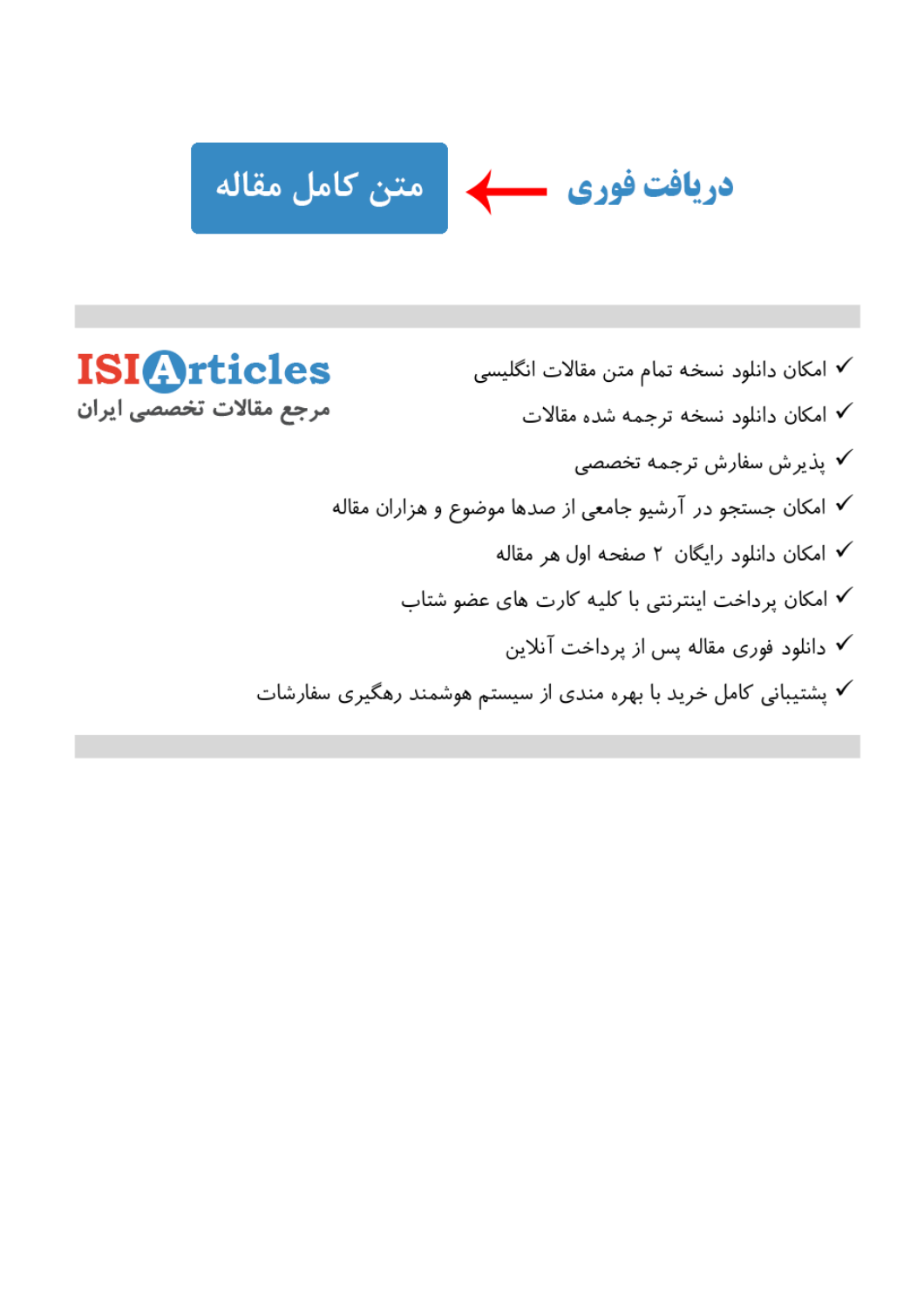دریافت فوری ← **متن کامل مقاله**

**ISIArticles**
مرجع مقالات تخصصی ایران

- ✓ امکان دانلود نسخه تمام متن مقالات انگلیسی
- ✓ امکان دانلود نسخه ترجمه شده مقالات
- ✓ پذیرش سفارش ترجمه تخصصی
- ✓ امکان جستجو در آرشیو جامعی از صدها موضوع و هزاران مقاله
- ✓ امکان دانلود رایگان ۲ صفحه اول هر مقاله
- ✓ امکان پرداخت اینترنتی با کلیه کارت های عضو شتاب
- ✓ دانلود فوری مقاله پس از پرداخت آنلاین
- ✓ پشتیبانی کامل خرید با بهره مندی از سیستم هوشمند رهگیری سفارشات